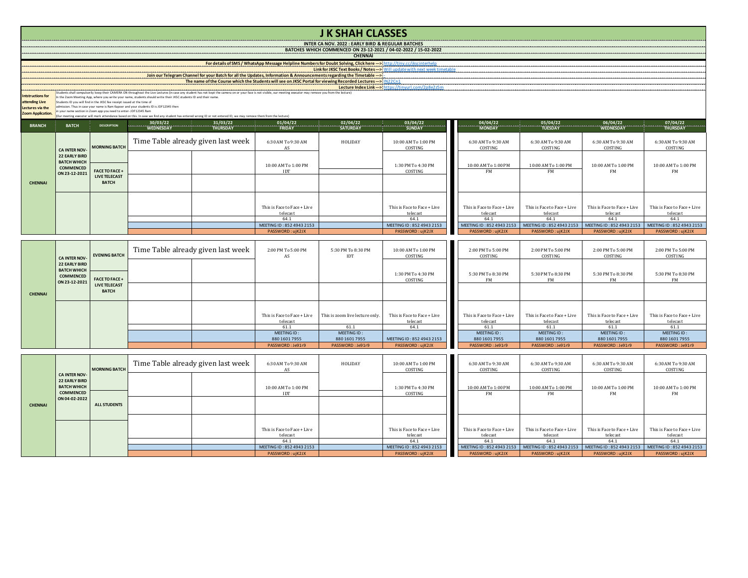# J K SHAH CLASSES

## INTER CA NOV. 2022 : EARLY BIRD & REGULAR BATCHES

### BATCHES WHICH COMMENCED ON 23-12-2021 / 04-02-2022 / 15-02-2022

### CHENNAI

For details of SMS / WhatsApp Message Helpline Numbers for Doubt Solving, Click here ---> http://tiny.cc/jkscinterhelp

Link for JKSC Text Books / Notes ---> Will update with next week timetable

Join our Telegram Channel for your Batch for all the Updates, Information & Announcements regarding the Timetable ---> :

The name of the Course which the Students will see on JKSC Portal for viewing Recorded Lectures ---> IN22Cn1

Lecture Index Link ---> https://tinyurl.com/2p8e2z5m

**Intstructions for attending Live Lectures via the Zoom Application.**

Students shall compulsorily keep their CAMERA ON throughout the Live Lectures (in case any student has not kept the camera on or your face is not visible, our meeting executor may remove you from the lecture)
In the Zoom Meeting App, where you write your name, students should write their JKSC students ID and their name.
Students ID you will find in the JKSC fee receipt issued at the time of admission. Thus in case your name is Ram Kapoor and your students ID is JDF12345 then in your name section in Zoom app you need to enter- JDF12345 Ram
(Our meeting executor will mark attendance based on this. In case we find any student has entered wrong ID or not entered ID, we may remove them from the lecture)

| BRANCH | BATCH | DESCRIPTION | 30/03/22 WEDNESDAY | 31/03/22 THURSDAY | 01/04/22 FRIDAY | 02/04/22 SATURDAY | 03/04/22 SUNDAY | 04/04/22 MONDAY | 05/04/22 TUESDAY | 06/04/22 WEDNESDAY | 07/04/22 THURSDAY |
|---|---|---|---|---|---|---|---|---|---|---|---|
| CHENNAI | CA INTER NOV-22 EARLY BIRD BATCH WHICH COMMENCED ON 23-12-2021 | MORNING BATCH | Time Table already given last week | | 6:30 AM To 9:30 AM AS | HOLIDAY | 10:00 AM To 1:00 PM COSTING | 6:30 AM To 9:30 AM COSTING | 6:30 AM To 9:30 AM COSTING | 6:30 AM To 9:30 AM COSTING | 6:30 AM To 9:30 AM COSTING |
| | | FACE TO FACE + LIVE TELECAST BATCH | | | 10:00 AM To 1:00 PM IDT | | 1:30 PM To 4:30 PM COSTING | 10:00 AM To 1:00 PM FM | 10:00 AM To 1:00 PM FM | 10:00 AM To 1:00 PM FM | 10:00 AM To 1:00 PM FM |
| | | | | | | | | | | | |
| | | | | | This is Face to Face + Live telecast | | This is Face to Face + Live telecast | This is Face to Face + Live telecast | This is Face to Face + Live telecast | This is Face to Face + Live telecast | This is Face to Face + Live telecast |
| | | | | | 64.1 | | 64.1 | 64.1 | 64.1 | 64.1 | 64.1 |
| | | | | | MEETING ID : 852 4943 2153 | | MEETING ID : 852 4943 2153 | MEETING ID : 852 4943 2153 | MEETING ID : 852 4943 2153 | MEETING ID : 852 4943 2153 | MEETING ID : 852 4943 2153 |
| | | | | | PASSWORD : ujK2JX | | PASSWORD : ujK2JX | PASSWORD : ujK2JX | PASSWORD : ujK2JX | PASSWORD : ujK2JX | PASSWORD : ujK2JX |

| BRANCH | BATCH | DESCRIPTION | 30/03/22 WEDNESDAY | 31/03/22 THURSDAY | 01/04/22 FRIDAY | 02/04/22 SATURDAY | 03/04/22 SUNDAY | 04/04/22 MONDAY | 05/04/22 TUESDAY | 06/04/22 WEDNESDAY | 07/04/22 THURSDAY |
|---|---|---|---|---|---|---|---|---|---|---|---|
| CHENNAI | CA INTER NOV-22 EARLY BIRD BATCH WHICH COMMENCED ON 23-12-2021 | EVENING BATCH | Time Table already given last week | | 2:00 PM To 5:00 PM AS | 5:30 PM To 8:30 PM IDT | 10:00 AM To 1:00 PM COSTING | 2:00 PM To 5:00 PM COSTING | 2:00 PM To 5:00 PM COSTING | 2:00 PM To 5:00 PM COSTING | 2:00 PM To 5:00 PM COSTING |
| | | FACE TO FACE + LIVE TELECAST BATCH | | | | | 1:30 PM To 4:30 PM COSTING | 5:30 PM To 8:30 PM FM | 5:30 PM To 8:30 PM FM | 5:30 PM To 8:30 PM FM | 5:30 PM To 8:30 PM FM |
| | | | | | | | | | | | |
| | | | | | This is Face to Face + Live telecast | This is zoom live lecture only. | This is Face to Face + Live telecast | This is Face to Face + Live telecast | This is Face to Face + Live telecast | This is Face to Face + Live telecast | This is Face to Face + Live telecast |
| | | | | | 61.1 | 61.1 | 64.1 | 61.1 | 61.1 | 61.1 | 61.1 |
| | | | | | MEETING ID : 880 1601 7955 | MEETING ID : 880 1601 7955 | MEETING ID : 852 4943 2153 | MEETING ID : 880 1601 7955 | MEETING ID : 880 1601 7955 | MEETING ID : 880 1601 7955 | MEETING ID : 880 1601 7955 |
| | | | | | PASSWORD : Je91r9 | PASSWORD : Je91r9 | PASSWORD : ujK2JX | PASSWORD : Je91r9 | PASSWORD : Je91r9 | PASSWORD : Je91r9 | PASSWORD : Je91r9 |

| BRANCH | BATCH | DESCRIPTION | 30/03/22 WEDNESDAY | 31/03/22 THURSDAY | 01/04/22 FRIDAY | 02/04/22 SATURDAY | 03/04/22 SUNDAY | 04/04/22 MONDAY | 05/04/22 TUESDAY | 06/04/22 WEDNESDAY | 07/04/22 THURSDAY |
|---|---|---|---|---|---|---|---|---|---|---|---|
| CHENNAI | CA INTER NOV-22 EARLY BIRD BATCH WHICH COMMENCED ON 04-02-2022 | MORNING BATCH | Time Table already given last week | | 6:30 AM To 9:30 AM AS | HOLIDAY | 10:00 AM To 1:00 PM COSTING | 6:30 AM To 9:30 AM COSTING | 6:30 AM To 9:30 AM COSTING | 6:30 AM To 9:30 AM COSTING | 6:30 AM To 9:30 AM COSTING |
| | | ALL STUDENTS | | | 10:00 AM To 1:00 PM IDT | | 1:30 PM To 4:30 PM COSTING | 10:00 AM To 1:00 PM FM | 10:00 AM To 1:00 PM FM | 10:00 AM To 1:00 PM FM | 10:00 AM To 1:00 PM FM |
| | | | | | | | | | | | |
| | | | | | This is Face to Face + Live telecast | | This is Face to Face + Live telecast | This is Face to Face + Live telecast | This is Face to Face + Live telecast | This is Face to Face + Live telecast | This is Face to Face + Live telecast |
| | | | | | 64.1 | | 64.1 | 64.1 | 64.1 | 64.1 | 64.1 |
| | | | | | MEETING ID : 852 4943 2153 | | MEETING ID : 852 4943 2153 | MEETING ID : 852 4943 2153 | MEETING ID : 852 4943 2153 | MEETING ID : 852 4943 2153 | MEETING ID : 852 4943 2153 |
| | | | | | PASSWORD : ujK2JX | | PASSWORD : ujK2JX | PASSWORD : ujK2JX | PASSWORD : ujK2JX | PASSWORD : ujK2JX | PASSWORD : ujK2JX |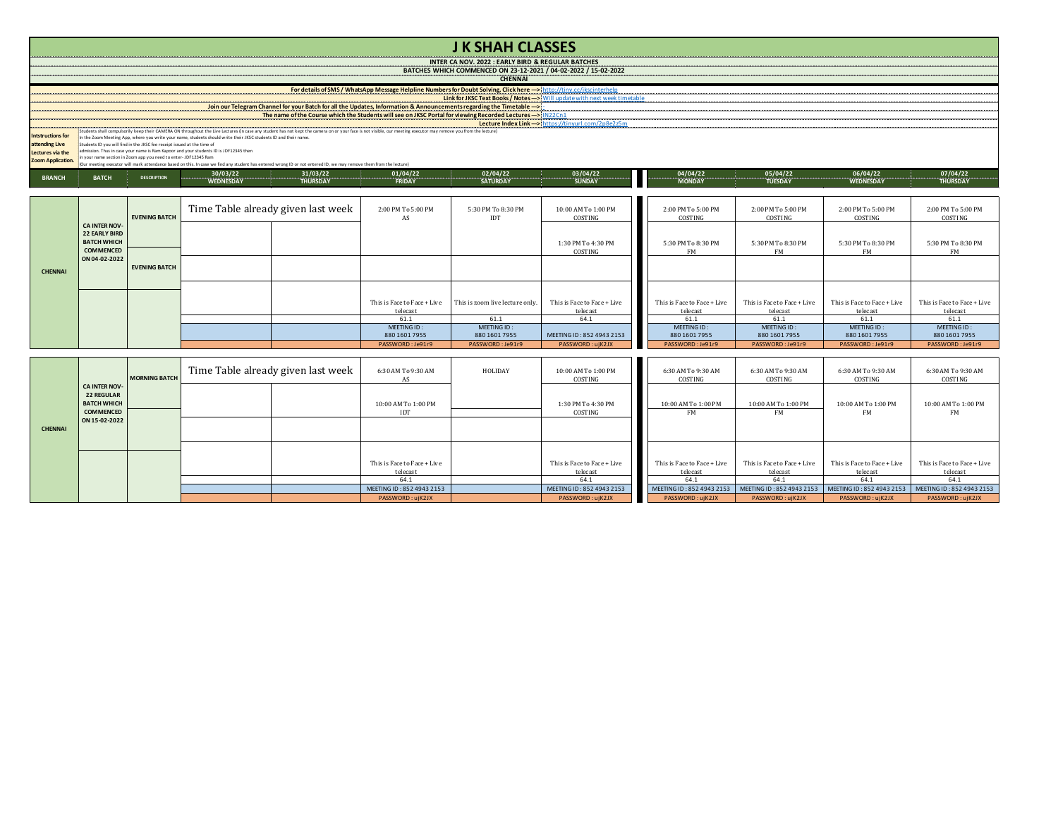# J K SHAH CLASSES

**INTER CA NOV. 2022 : EARLY BIRD & REGULAR BATCHES**

**BATCHES WHICH COMMENCED ON 23-12-2021 / 04-02-2022 / 15-02-2022**

**CHENNAI**

For details of SMS / WhatsApp Message Helpline Numbers for Doubt Solving, Click here ---> http://tiny.cc/jkscinterhelp

Link for JKSC Text Books / Notes ---> Will update with next week timetable

Join our Telegram Channel for your Batch for all the Updates, Information & Announcements regarding the Timetable ---> -

The name of the Course which the Students will see on JKSC Portal for viewing Recorded Lectures ---> IN22Cn1

Lecture Index Link ---> https://tinyurl.com/2p8e2z5m

**Intstructions for attending Live Lectures via the Zoom Application.**

Students shall compulsorily keep their CAMERA ON throughout the Live Lectures (in case any student has not kept the camera on or your face is not visible, our meeting executor may remove you from the lecture)
In the Zoom Meeting App, where you write your name, students should write their JKSC students ID and their name.
Students ID you will find in the JKSC fee receipt issued at the time of admission. Thus in case your name is Ram Kapoor and your students ID is JDF12345 then in your name section in Zoom app you need to enter- JDF12345 Ram
(Our meeting executor will mark attendance based on this. In case we find any student has entered wrong ID or not entered ID, we may remove them from the lecture)

| BRANCH | BATCH | DESCRIPTION | 30/03/22 WEDNESDAY | 31/03/22 THURSDAY | 01/04/22 FRIDAY | 02/04/22 SATURDAY | 03/04/22 SUNDAY | 04/04/22 MONDAY | 05/04/22 TUESDAY | 06/04/22 WEDNESDAY | 07/04/22 THURSDAY |
|---|---|---|---|---|---|---|---|---|---|---|---|
| CHENNAI | CA INTER NOV-22 EARLY BIRD BATCH WHICH COMMENCED ON 04-02-2022 | EVENING BATCH | Time Table already given last week | | 2:00 PM To 5:00 PM AS | 5:30 PM To 8:30 PM IDT | 10:00 AM To 1:00 PM COSTING | 2:00 PM To 5:00 PM COSTING | 2:00 PM To 5:00 PM COSTING | 2:00 PM To 5:00 PM COSTING | 2:00 PM To 5:00 PM COSTING |
| | | | | | | | 1:30 PM To 4:30 PM COSTING | 5:30 PM To 8:30 PM FM | 5:30 PM To 8:30 PM FM | 5:30 PM To 8:30 PM FM | 5:30 PM To 8:30 PM FM |
| | | EVENING BATCH | | | | | | | | | |
| | | | | | This is Face to Face + Live telecast | This is zoom live lecture only. | This is Face to Face + Live telecast | This is Face to Face + Live telecast | This is Face to Face + Live telecast | This is Face to Face + Live telecast | This is Face to Face + Live telecast |
| | | | | | 61.1 | 61.1 | 64.1 | 61.1 | 61.1 | 61.1 | 61.1 |
| | | | | | MEETING ID : 880 1601 7955 | MEETING ID : 880 1601 7955 | MEETING ID : 852 4943 2153 | MEETING ID : 880 1601 7955 | MEETING ID : 880 1601 7955 | MEETING ID : 880 1601 7955 | MEETING ID : 880 1601 7955 |
| | | | | | PASSWORD : Je91r9 | PASSWORD : Je91r9 | PASSWORD : ujK2JX | PASSWORD : Je91r9 | PASSWORD : Je91r9 | PASSWORD : Je91r9 | PASSWORD : Je91r9 |

| BRANCH | BATCH | DESCRIPTION | 30/03/22 WEDNESDAY | 31/03/22 THURSDAY | 01/04/22 FRIDAY | 02/04/22 SATURDAY | 03/04/22 SUNDAY | 04/04/22 MONDAY | 05/04/22 TUESDAY | 06/04/22 WEDNESDAY | 07/04/22 THURSDAY |
|---|---|---|---|---|---|---|---|---|---|---|---|
| CHENNAI | CA INTER NOV-22 REGULAR BATCH WHICH COMMENCED ON 15-02-2022 | MORNING BATCH | Time Table already given last week | | 6:30 AM To 9:30 AM AS | HOLIDAY | 10:00 AM To 1:00 PM COSTING | 6:30 AM To 9:30 AM COSTING | 6:30 AM To 9:30 AM COSTING | 6:30 AM To 9:30 AM COSTING | 6:30 AM To 9:30 AM COSTING |
| | | | | | 10:00 AM To 1:00 PM IDT | | 1:30 PM To 4:30 PM COSTING | 10:00 AM To 1:00 PM FM | 10:00 AM To 1:00 PM FM | 10:00 AM To 1:00 PM FM | 10:00 AM To 1:00 PM FM |
| | | | | | | | | | | | |
| | | | | | This is Face to Face + Live telecast | | This is Face to Face + Live telecast | This is Face to Face + Live telecast | This is Face to Face + Live telecast | This is Face to Face + Live telecast | This is Face to Face + Live telecast |
| | | | | | 64.1 | | 64.1 | 64.1 | 64.1 | 64.1 | 64.1 |
| | | | | | MEETING ID : 852 4943 2153 | | MEETING ID : 852 4943 2153 | MEETING ID : 852 4943 2153 | MEETING ID : 852 4943 2153 | MEETING ID : 852 4943 2153 | MEETING ID : 852 4943 2153 |
| | | | | | PASSWORD : ujK2JX | | PASSWORD : ujK2JX | PASSWORD : ujK2JX | PASSWORD : ujK2JX | PASSWORD : ujK2JX | PASSWORD : ujK2JX |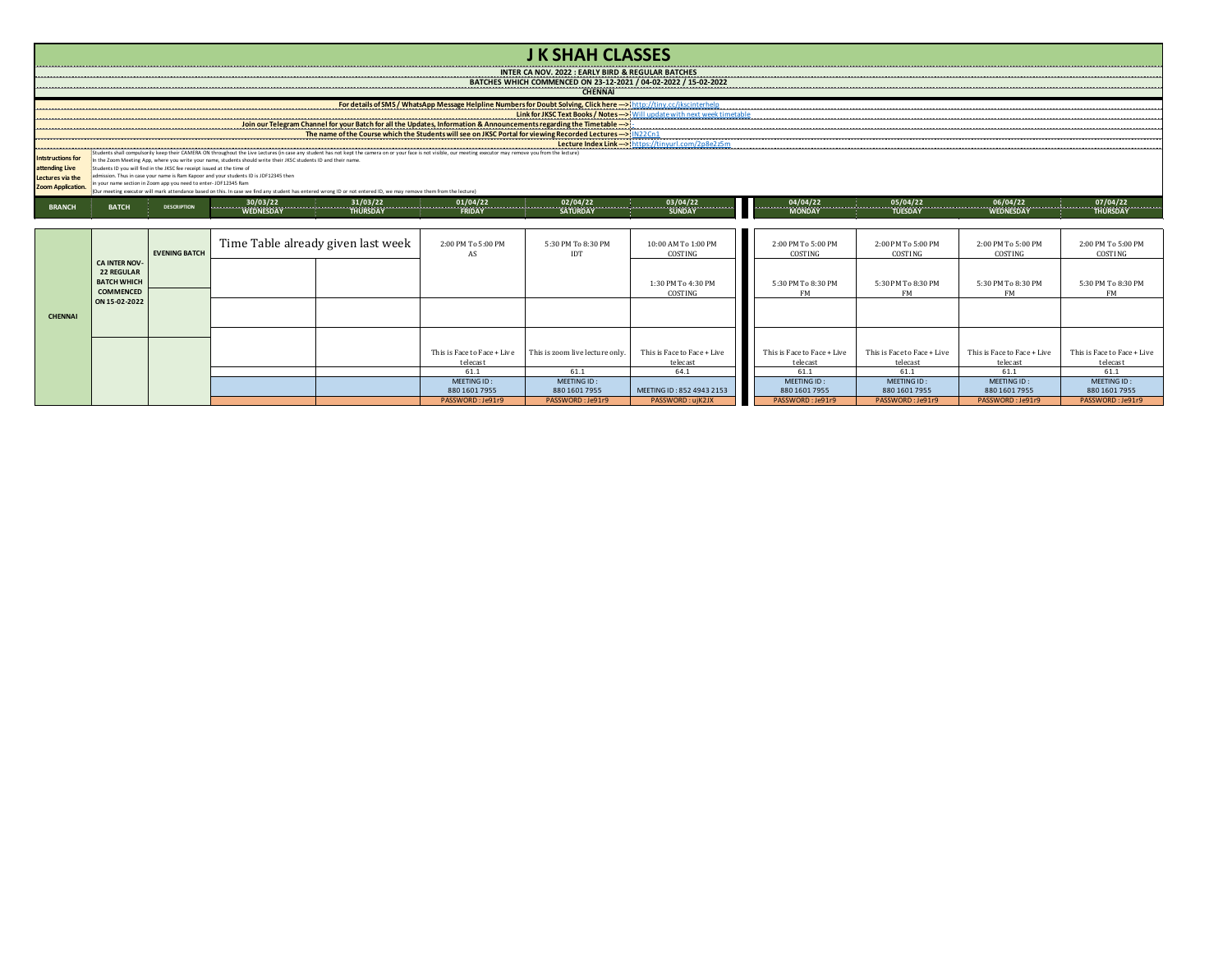# J K SHAH CLASSES

**INTER CA NOV. 2022 : EARLY BIRD & REGULAR BATCHES**

**BATCHES WHICH COMMENCED ON 23-12-2021 / 04-02-2022 / 15-02-2022**

**CHENNAI**

**For details of SMS / WhatsApp Message Helpline Numbers for Doubt Solving, Click here --->** http://tiny.cc/jkscinterhelp

**Link for JKSC Text Books / Notes --->** Will update with next week timetable

**Join our Telegram Channel for your Batch for all the Updates, Information & Announcements regarding the Timetable --->** -

**The name of the Course which the Students will see on JKSC Portal for viewing Recorded Lectures --->** IN22Cn1

**Lecture Index Link --->** https://tinyurl.com/2p8e2z5m

**Intstructions for attending Live Lectures via the Zoom Application.**

Students shall compulsorily keep their CAMERA ON throughout the Live Lectures (in case any student has not kept the camera on or your face is not visible, our meeting executor may remove you from the lecture)
In the Zoom Meeting App, where you write your name, students should write their JKSC students ID and their name.
Students ID you will find in the JKSC fee receipt issued at the time of admission. Thus in case your name is Ram Kapoor and your students ID is JDF12345 then in your name section in Zoom app you need to enter- JDF12345 Ram
(Our meeting executor will mark attendance based on this. In case we find any student has entered wrong ID or not entered ID, we may remove them from the lecture)

| BRANCH | BATCH | DESCRIPTION | 30/03/22 WEDNESDAY | 31/03/22 THURSDAY | 01/04/22 FRIDAY | 02/04/22 SATURDAY | 03/04/22 SUNDAY | 04/04/22 MONDAY | 05/04/22 TUESDAY | 06/04/22 WEDNESDAY | 07/04/22 THURSDAY |
|---|---|---|---|---|---|---|---|---|---|---|---|
| CHENNAI | CA INTER NOV-22 REGULAR BATCH WHICH COMMENCED ON 15-02-2022 | EVENING BATCH | Time Table already given last week | | 2:00 PM To 5:00 PM AS | 5:30 PM To 8:30 PM IDT | 10:00 AM To 1:00 PM COSTING | 2:00 PM To 5:00 PM COSTING | 2:00 PM To 5:00 PM COSTING | 2:00 PM To 5:00 PM COSTING | 2:00 PM To 5:00 PM COSTING |
| | | | | | | | 1:30 PM To 4:30 PM COSTING | 5:30 PM To 8:30 PM FM | 5:30 PM To 8:30 PM FM | 5:30 PM To 8:30 PM FM | 5:30 PM To 8:30 PM FM |
| | | | | | | | | | | | |
| | | | | | This is Face to Face + Live telecast | This is zoom live lecture only. | This is Face to Face + Live telecast | This is Face to Face + Live telecast | This is Face to Face + Live telecast | This is Face to Face + Live telecast | This is Face to Face + Live telecast |
| | | | | | 61.1 | 61.1 | 64.1 | 61.1 | 61.1 | 61.1 | 61.1 |
| | | | | | MEETING ID : 880 1601 7955 | MEETING ID : 880 1601 7955 | MEETING ID : 852 4943 2153 | MEETING ID : 880 1601 7955 | MEETING ID : 880 1601 7955 | MEETING ID : 880 1601 7955 | MEETING ID : 880 1601 7955 |
| | | | | | PASSWORD : Je91r9 | PASSWORD : Je91r9 | PASSWORD : ujK2JX | PASSWORD : Je91r9 | PASSWORD : Je91r9 | PASSWORD : Je91r9 | PASSWORD : Je91r9 |